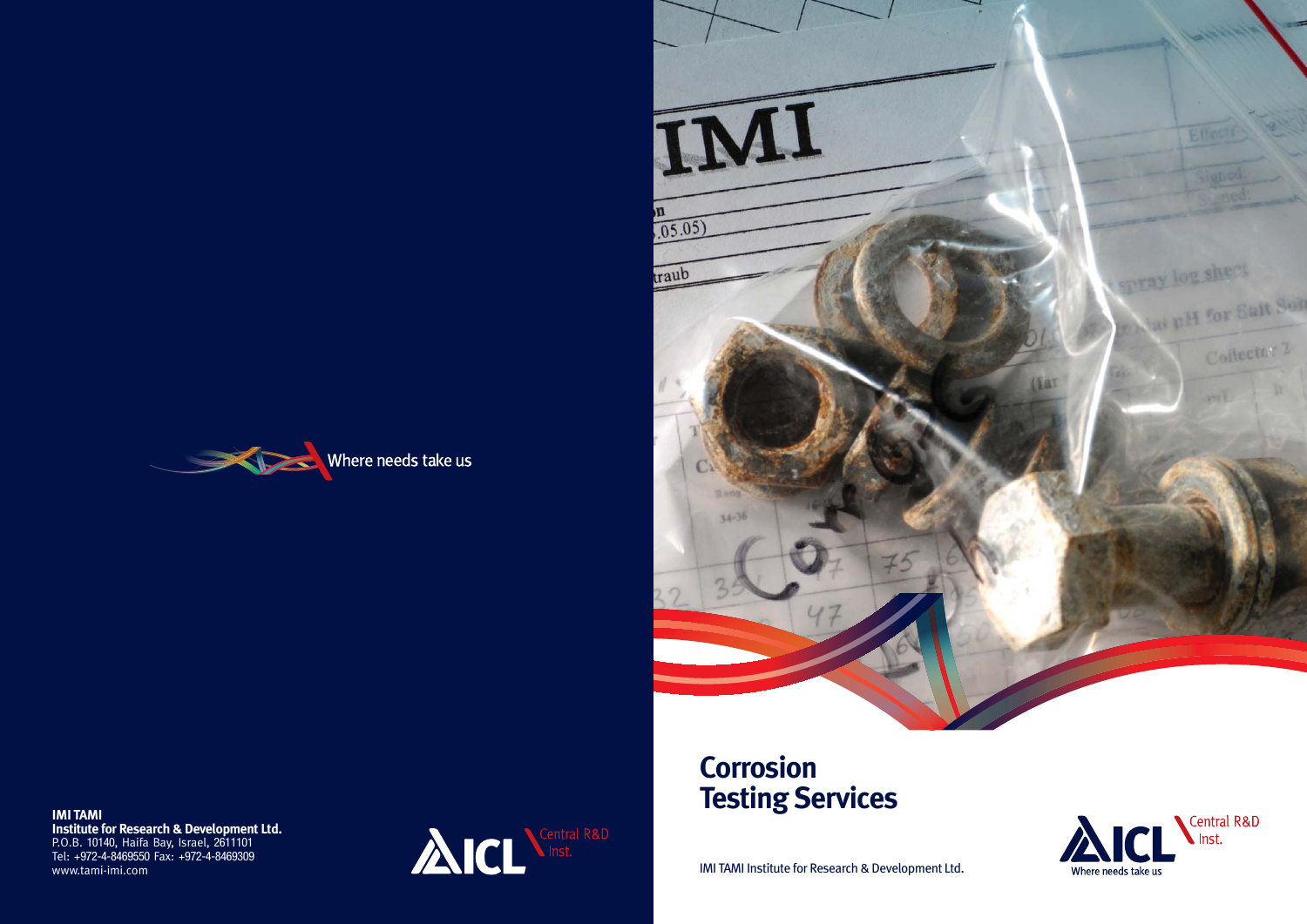Where needs take us

**IMI TAMI**
**Institute for Research & Development Ltd.**
P.O.B. 10140, Haifa Bay, Israel, 2611101
Tel: +972-4-8469550 Fax: +972-4-8469309
www.tami-imi.com

ICL Central R&D Inst.

# Corrosion Testing Services

IMI TAMI Institute for Research & Development Ltd.

ICL Central R&D Inst.
Where needs take us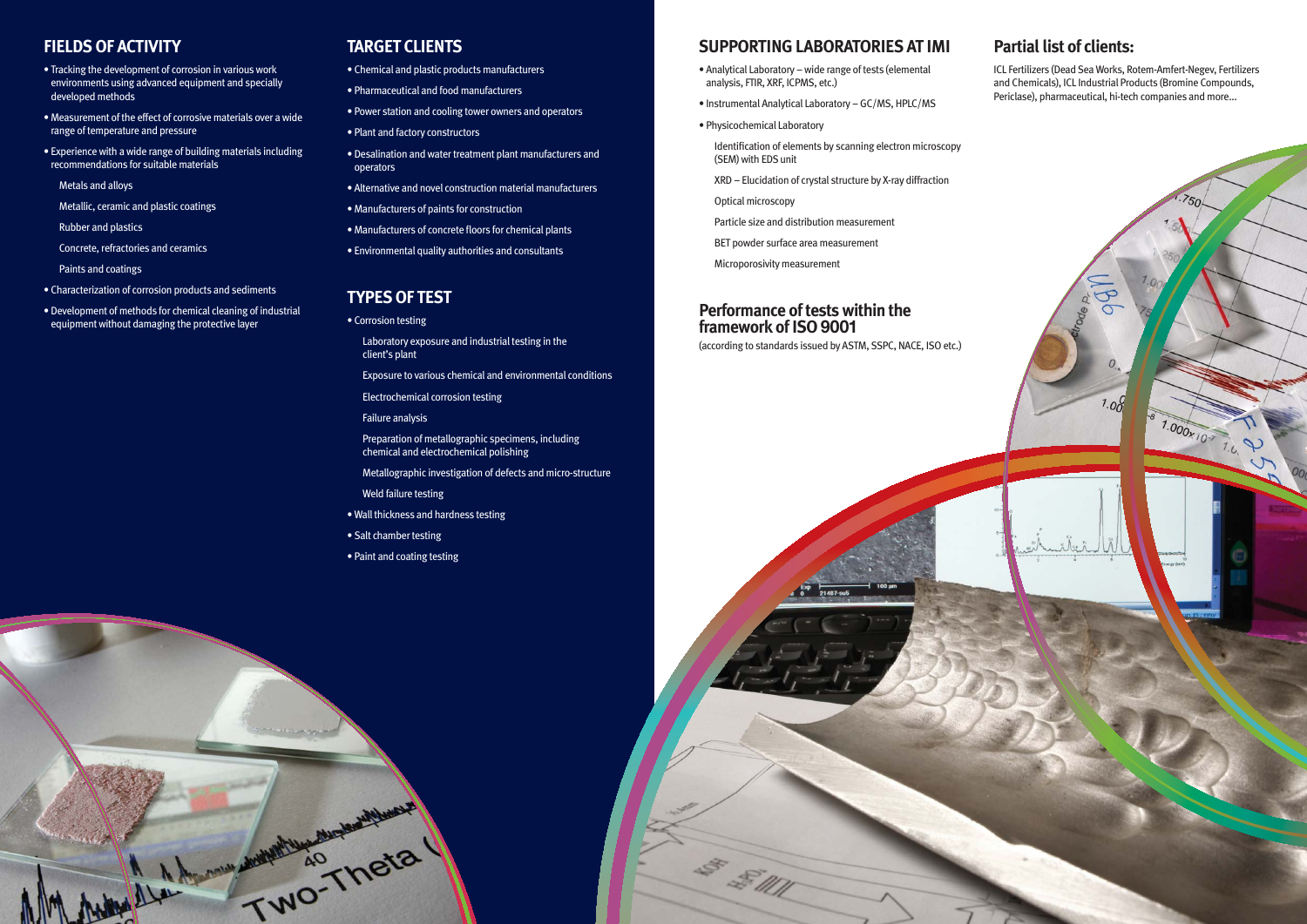## FIELDS OF ACTIVITY

- Tracking the development of corrosion in various work environments using advanced equipment and specially developed methods
- Measurement of the effect of corrosive materials over a wide range of temperature and pressure
- Experience with a wide range of building materials including recommendations for suitable materials

  Metals and alloys

  Metallic, ceramic and plastic coatings

  Rubber and plastics

  Concrete, refractories and ceramics

  Paints and coatings

- Characterization of corrosion products and sediments
- Development of methods for chemical cleaning of industrial equipment without damaging the protective layer

## TARGET CLIENTS

- Chemical and plastic products manufacturers
- Pharmaceutical and food manufacturers
- Power station and cooling tower owners and operators
- Plant and factory constructors
- Desalination and water treatment plant manufacturers and operators
- Alternative and novel construction material manufacturers
- Manufacturers of paints for construction
- Manufacturers of concrete floors for chemical plants
- Environmental quality authorities and consultants

## TYPES OF TEST

- Corrosion testing

  Laboratory exposure and industrial testing in the client's plant

  Exposure to various chemical and environmental conditions

  Electrochemical corrosion testing

  Failure analysis

  Preparation of metallographic specimens, including chemical and electrochemical polishing

  Metallographic investigation of defects and micro-structure

  Weld failure testing

- Wall thickness and hardness testing
- Salt chamber testing
- Paint and coating testing

## SUPPORTING LABORATORIES AT IMI

- Analytical Laboratory – wide range of tests (elemental analysis, FTIR, XRF, ICPMS, etc.)
- Instrumental Analytical Laboratory – GC/MS, HPLC/MS
- Physicochemical Laboratory

  Identification of elements by scanning electron microscopy (SEM) with EDS unit

  XRD – Elucidation of crystal structure by X-ray diffraction

  Optical microscopy

  Particle size and distribution measurement

  BET powder surface area measurement

  Microporosity measurement

## Performance of tests within the framework of ISO 9001

(according to standards issued by ASTM, SSPC, NACE, ISO etc.)

## Partial list of clients:

ICL Fertilizers (Dead Sea Works, Rotem-Amfert-Negev, Fertilizers and Chemicals), ICL Industrial Products (Bromine Compounds, Periclase), pharmaceutical, hi-tech companies and more...